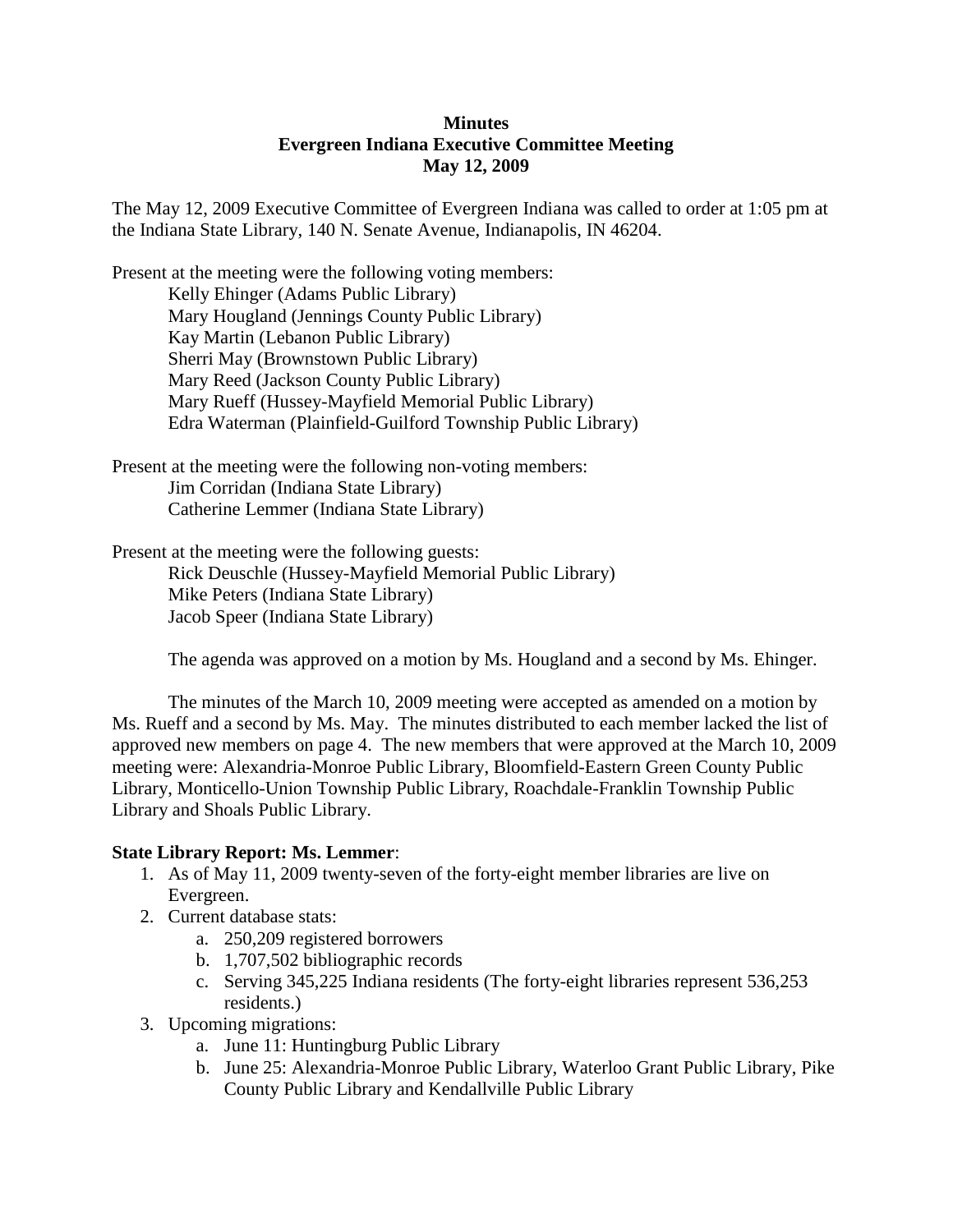**Minutes**
**Evergreen Indiana Executive Committee Meeting**
**May 12, 2009**

The May 12, 2009 Executive Committee of Evergreen Indiana was called to order at 1:05 pm at the Indiana State Library, 140 N. Senate Avenue, Indianapolis, IN 46204.

Present at the meeting were the following voting members:

Kelly Ehinger (Adams Public Library)
Mary Hougland (Jennings County Public Library)
Kay Martin (Lebanon Public Library)
Sherri May (Brownstown Public Library)
Mary Reed (Jackson County Public Library)
Mary Rueff (Hussey-Mayfield Memorial Public Library)
Edra Waterman (Plainfield-Guilford Township Public Library)

Present at the meeting were the following non-voting members:

Jim Corridan (Indiana State Library)
Catherine Lemmer (Indiana State Library)

Present at the meeting were the following guests:

Rick Deuschle (Hussey-Mayfield Memorial Public Library)
Mike Peters (Indiana State Library)
Jacob Speer (Indiana State Library)

The agenda was approved on a motion by Ms. Hougland and a second by Ms. Ehinger.

The minutes of the March 10, 2009 meeting were accepted as amended on a motion by Ms. Rueff and a second by Ms. May. The minutes distributed to each member lacked the list of approved new members on page 4. The new members that were approved at the March 10, 2009 meeting were: Alexandria-Monroe Public Library, Bloomfield-Eastern Green County Public Library, Monticello-Union Township Public Library, Roachdale-Franklin Township Public Library and Shoals Public Library.

**State Library Report: Ms. Lemmer**:

1. As of May 11, 2009 twenty-seven of the forty-eight member libraries are live on Evergreen.
2. Current database stats:
   a. 250,209 registered borrowers
   b. 1,707,502 bibliographic records
   c. Serving 345,225 Indiana residents (The forty-eight libraries represent 536,253 residents.)
3. Upcoming migrations:
   a. June 11: Huntingburg Public Library
   b. June 25: Alexandria-Monroe Public Library, Waterloo Grant Public Library, Pike County Public Library and Kendallville Public Library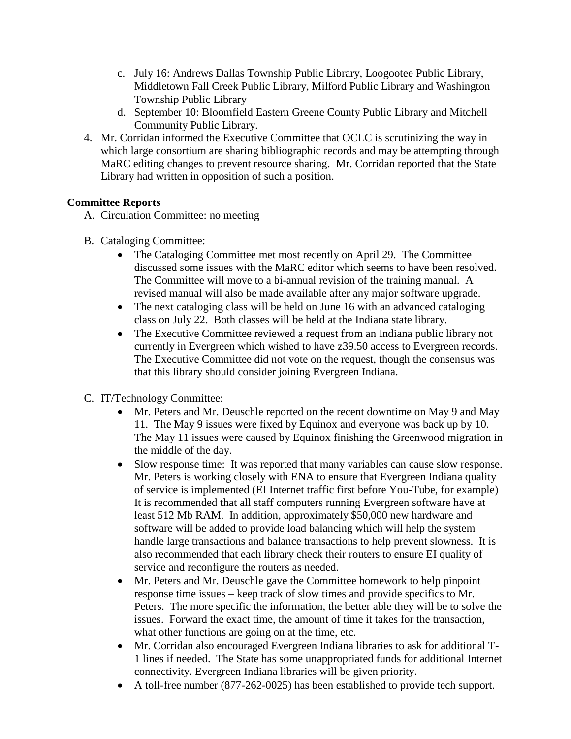c. July 16: Andrews Dallas Township Public Library, Loogootee Public Library, Middletown Fall Creek Public Library, Milford Public Library and Washington Township Public Library
d. September 10: Bloomfield Eastern Greene County Public Library and Mitchell Community Public Library.

4. Mr. Corridan informed the Executive Committee that OCLC is scrutinizing the way in which large consortium are sharing bibliographic records and may be attempting through MaRC editing changes to prevent resource sharing. Mr. Corridan reported that the State Library had written in opposition of such a position.

**Committee Reports**

A. Circulation Committee: no meeting

B. Cataloging Committee:
   - The Cataloging Committee met most recently on April 29. The Committee discussed some issues with the MaRC editor which seems to have been resolved. The Committee will move to a bi-annual revision of the training manual. A revised manual will also be made available after any major software upgrade.
   - The next cataloging class will be held on June 16 with an advanced cataloging class on July 22. Both classes will be held at the Indiana state library.
   - The Executive Committee reviewed a request from an Indiana public library not currently in Evergreen which wished to have z39.50 access to Evergreen records. The Executive Committee did not vote on the request, though the consensus was that this library should consider joining Evergreen Indiana.

C. IT/Technology Committee:
   - Mr. Peters and Mr. Deuschle reported on the recent downtime on May 9 and May 11. The May 9 issues were fixed by Equinox and everyone was back up by 10. The May 11 issues were caused by Equinox finishing the Greenwood migration in the middle of the day.
   - Slow response time: It was reported that many variables can cause slow response. Mr. Peters is working closely with ENA to ensure that Evergreen Indiana quality of service is implemented (EI Internet traffic first before You-Tube, for example) It is recommended that all staff computers running Evergreen software have at least 512 Mb RAM. In addition, approximately $50,000 new hardware and software will be added to provide load balancing which will help the system handle large transactions and balance transactions to help prevent slowness. It is also recommended that each library check their routers to ensure EI quality of service and reconfigure the routers as needed.
   - Mr. Peters and Mr. Deuschle gave the Committee homework to help pinpoint response time issues – keep track of slow times and provide specifics to Mr. Peters. The more specific the information, the better able they will be to solve the issues. Forward the exact time, the amount of time it takes for the transaction, what other functions are going on at the time, etc.
   - Mr. Corridan also encouraged Evergreen Indiana libraries to ask for additional T-1 lines if needed. The State has some unappropriated funds for additional Internet connectivity. Evergreen Indiana libraries will be given priority.
   - A toll-free number (877-262-0025) has been established to provide tech support.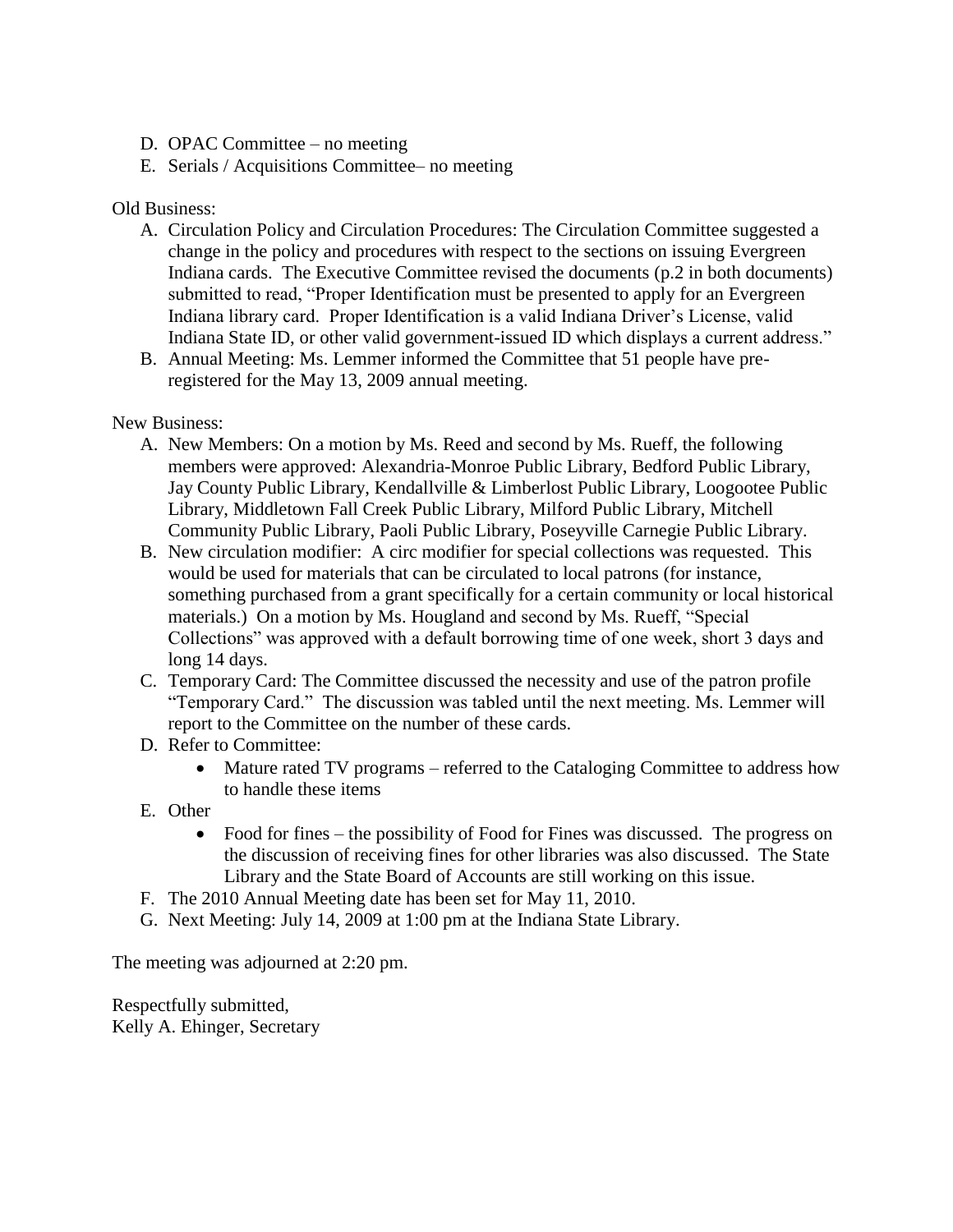D. OPAC Committee – no meeting
E. Serials / Acquisitions Committee– no meeting

Old Business:

A. Circulation Policy and Circulation Procedures: The Circulation Committee suggested a change in the policy and procedures with respect to the sections on issuing Evergreen Indiana cards. The Executive Committee revised the documents (p.2 in both documents) submitted to read, "Proper Identification must be presented to apply for an Evergreen Indiana library card. Proper Identification is a valid Indiana Driver's License, valid Indiana State ID, or other valid government-issued ID which displays a current address."
B. Annual Meeting: Ms. Lemmer informed the Committee that 51 people have pre-registered for the May 13, 2009 annual meeting.

New Business:

A. New Members: On a motion by Ms. Reed and second by Ms. Rueff, the following members were approved: Alexandria-Monroe Public Library, Bedford Public Library, Jay County Public Library, Kendallville & Limberlost Public Library, Loogootee Public Library, Middletown Fall Creek Public Library, Milford Public Library, Mitchell Community Public Library, Paoli Public Library, Poseyville Carnegie Public Library.
B. New circulation modifier: A circ modifier for special collections was requested. This would be used for materials that can be circulated to local patrons (for instance, something purchased from a grant specifically for a certain community or local historical materials.) On a motion by Ms. Hougland and second by Ms. Rueff, "Special Collections" was approved with a default borrowing time of one week, short 3 days and long 14 days.
C. Temporary Card: The Committee discussed the necessity and use of the patron profile "Temporary Card." The discussion was tabled until the next meeting. Ms. Lemmer will report to the Committee on the number of these cards.
D. Refer to Committee:
   - Mature rated TV programs – referred to the Cataloging Committee to address how to handle these items
E. Other
   - Food for fines – the possibility of Food for Fines was discussed. The progress on the discussion of receiving fines for other libraries was also discussed. The State Library and the State Board of Accounts are still working on this issue.
F. The 2010 Annual Meeting date has been set for May 11, 2010.
G. Next Meeting: July 14, 2009 at 1:00 pm at the Indiana State Library.

The meeting was adjourned at 2:20 pm.

Respectfully submitted,
Kelly A. Ehinger, Secretary